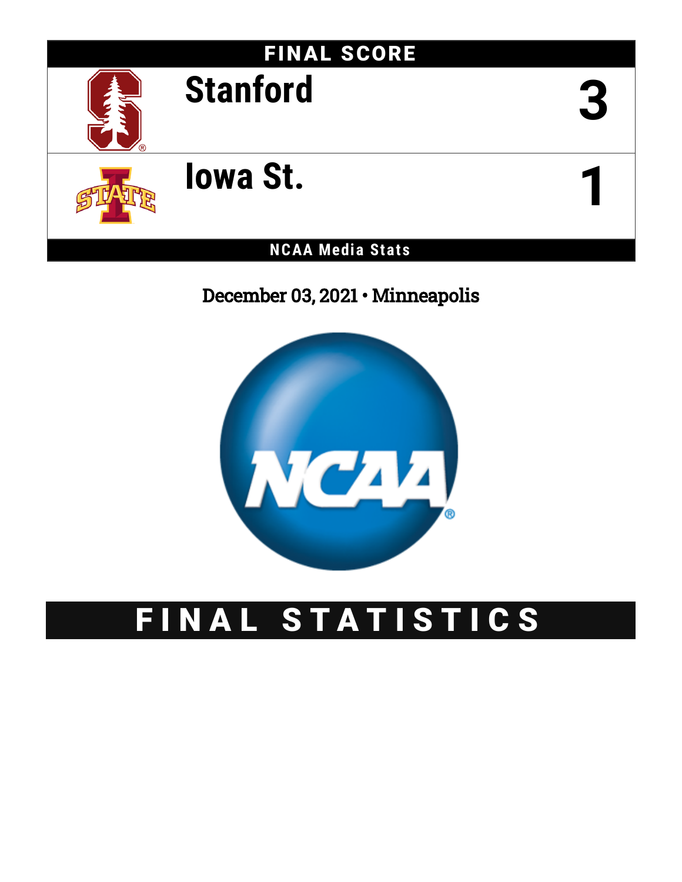# FINAL SCORE

| | |
|---|---|
| Stanford | 3 |
| Iowa St. | 1 |

NCAA Media Stats

December 03, 2021 • Minneapolis

# FINAL STATISTICS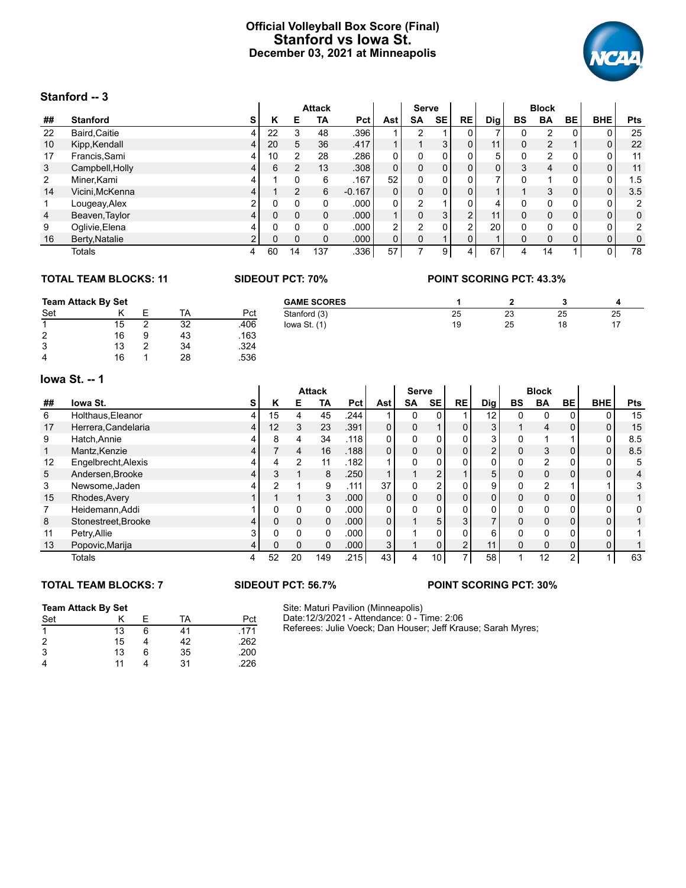# Official Volleyball Box Score (Final)
## Stanford vs Iowa St.
### December 03, 2021 at Minneapolis

### Stanford -- 3

| | | | Attack | | | | | Serve | | | | Block | | | | |
|---|---|---|---|---|---|---|---|---|---|---|---|---|---|---|---|---|
| ## | Stanford | S | K | E | TA | Pct | Ast | SA | SE | RE | Dig | BS | BA | BE | BHE | Pts |
| 22 | Baird,Caitie | 4 | 22 | 3 | 48 | .396 | 1 | 2 | 1 | 0 | 7 | 0 | 2 | 0 | 0 | 25 |
| 10 | Kipp,Kendall | 4 | 20 | 5 | 36 | .417 | 1 | 1 | 3 | 0 | 11 | 0 | 2 | 1 | 0 | 22 |
| 17 | Francis,Sami | 4 | 10 | 2 | 28 | .286 | 0 | 0 | 0 | 0 | 5 | 0 | 2 | 0 | 0 | 11 |
| 3 | Campbell,Holly | 4 | 6 | 2 | 13 | .308 | 0 | 0 | 0 | 0 | 0 | 3 | 4 | 0 | 0 | 11 |
| 2 | Miner,Kami | 4 | 1 | 0 | 6 | .167 | 52 | 0 | 0 | 0 | 7 | 0 | 1 | 0 | 0 | 1.5 |
| 14 | Vicini,McKenna | 4 | 1 | 2 | 6 | -0.167 | 0 | 0 | 0 | 0 | 1 | 1 | 3 | 0 | 0 | 3.5 |
| 1 | Lougeay,Alex | 2 | 0 | 0 | 0 | .000 | 0 | 2 | 1 | 0 | 4 | 0 | 0 | 0 | 0 | 2 |
| 4 | Beaven,Taylor | 4 | 0 | 0 | 0 | .000 | 1 | 0 | 3 | 2 | 11 | 0 | 0 | 0 | 0 | 0 |
| 9 | Oglivie,Elena | 4 | 0 | 0 | 0 | .000 | 2 | 2 | 0 | 2 | 20 | 0 | 0 | 0 | 0 | 2 |
| 16 | Berty,Natalie | 2 | 0 | 0 | 0 | .000 | 0 | 0 | 1 | 0 | 1 | 0 | 0 | 0 | 0 | 0 |
| | Totals | 4 | 60 | 14 | 137 | .336 | 57 | 7 | 9 | 4 | 67 | 4 | 14 | 1 | 0 | 78 |

**TOTAL TEAM BLOCKS: 11** **SIDEOUT PCT: 70%** **POINT SCORING PCT: 43.3%**

**Team Attack By Set**

| Set | K | E | TA | Pct |
|---|---|---|---|---|
| 1 | 15 | 2 | 32 | .406 |
| 2 | 16 | 9 | 43 | .163 |
| 3 | 13 | 2 | 34 | .324 |
| 4 | 16 | 1 | 28 | .536 |

| GAME SCORES | 1 | 2 | 3 | 4 |
|---|---|---|---|---|
| Stanford (3) | 25 | 23 | 25 | 25 |
| Iowa St. (1) | 19 | 25 | 18 | 17 |

### Iowa St. -- 1

| | | | Attack | | | | | Serve | | | | Block | | | | |
|---|---|---|---|---|---|---|---|---|---|---|---|---|---|---|---|---|
| ## | Iowa St. | S | K | E | TA | Pct | Ast | SA | SE | RE | Dig | BS | BA | BE | BHE | Pts |
| 6 | Holthaus,Eleanor | 4 | 15 | 4 | 45 | .244 | 1 | 0 | 0 | 1 | 12 | 0 | 0 | 0 | 0 | 15 |
| 17 | Herrera,Candelaria | 4 | 12 | 3 | 23 | .391 | 0 | 0 | 1 | 0 | 3 | 1 | 4 | 0 | 0 | 15 |
| 9 | Hatch,Annie | 4 | 8 | 4 | 34 | .118 | 0 | 0 | 0 | 0 | 3 | 0 | 1 | 1 | 0 | 8.5 |
| 1 | Mantz,Kenzie | 4 | 7 | 4 | 16 | .188 | 0 | 0 | 0 | 0 | 2 | 0 | 3 | 0 | 0 | 8.5 |
| 12 | Engelbrecht,Alexis | 4 | 4 | 2 | 11 | .182 | 1 | 0 | 0 | 0 | 0 | 0 | 2 | 0 | 0 | 5 |
| 5 | Andersen,Brooke | 4 | 3 | 1 | 8 | .250 | 1 | 1 | 2 | 1 | 5 | 0 | 0 | 0 | 0 | 4 |
| 3 | Newsome,Jaden | 4 | 2 | 1 | 9 | .111 | 37 | 0 | 2 | 0 | 9 | 0 | 2 | 1 | 1 | 3 |
| 15 | Rhodes,Avery | 1 | 1 | 1 | 3 | .000 | 0 | 0 | 0 | 0 | 0 | 0 | 0 | 0 | 0 | 1 |
| 7 | Heidemann,Addi | 1 | 0 | 0 | 0 | .000 | 0 | 0 | 0 | 0 | 0 | 0 | 0 | 0 | 0 | 0 |
| 8 | Stonestreet,Brooke | 4 | 0 | 0 | 0 | .000 | 0 | 1 | 5 | 3 | 7 | 0 | 0 | 0 | 0 | 1 |
| 11 | Petry,Allie | 3 | 0 | 0 | 0 | .000 | 0 | 1 | 0 | 0 | 6 | 0 | 0 | 0 | 0 | 1 |
| 13 | Popovic,Marija | 4 | 0 | 0 | 0 | .000 | 3 | 1 | 0 | 2 | 11 | 0 | 0 | 0 | 0 | 1 |
| | Totals | 4 | 52 | 20 | 149 | .215 | 43 | 4 | 10 | 7 | 58 | 1 | 12 | 2 | 1 | 63 |

**TOTAL TEAM BLOCKS: 7** **SIDEOUT PCT: 56.7%** **POINT SCORING PCT: 30%**

**Team Attack By Set**

| Set | K | E | TA | Pct |
|---|---|---|---|---|
| 1 | 13 | 6 | 41 | .171 |
| 2 | 15 | 4 | 42 | .262 |
| 3 | 13 | 6 | 35 | .200 |
| 4 | 11 | 4 | 31 | .226 |

Site: Maturi Pavilion (Minneapolis)
Date:12/3/2021 - Attendance: 0 - Time: 2:06
Referees: Julie Voeck; Dan Houser; Jeff Krause; Sarah Myres;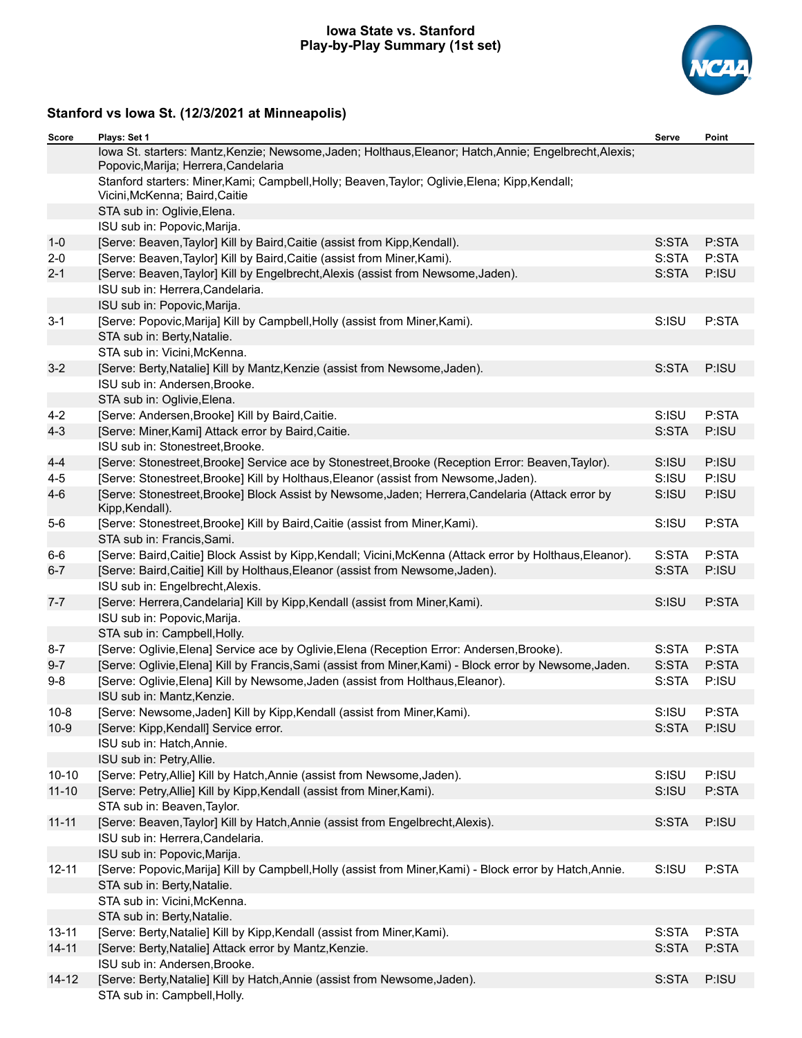**Iowa State vs. Stanford**
**Play-by-Play Summary (1st set)**

### Stanford vs Iowa St. (12/3/2021 at Minneapolis)

| Score | Plays: Set 1 | Serve | Point |
|---|---|---|---|
| | Iowa St. starters: Mantz,Kenzie; Newsome,Jaden; Holthaus,Eleanor; Hatch,Annie; Engelbrecht,Alexis; Popovic,Marija; Herrera,Candelaria | | |
| | Stanford starters: Miner,Kami; Campbell,Holly; Beaven,Taylor; Oglivie,Elena; Kipp,Kendall; Vicini,McKenna; Baird,Caitie | | |
| | STA sub in: Oglivie,Elena. | | |
| | ISU sub in: Popovic,Marija. | | |
| 1-0 | [Serve: Beaven,Taylor] Kill by Baird,Caitie (assist from Kipp,Kendall). | S:STA | P:STA |
| 2-0 | [Serve: Beaven,Taylor] Kill by Baird,Caitie (assist from Miner,Kami). | S:STA | P:STA |
| 2-1 | [Serve: Beaven,Taylor] Kill by Engelbrecht,Alexis (assist from Newsome,Jaden). | S:STA | P:ISU |
| | ISU sub in: Herrera,Candelaria. | | |
| | ISU sub in: Popovic,Marija. | | |
| 3-1 | [Serve: Popovic,Marija] Kill by Campbell,Holly (assist from Miner,Kami). | S:ISU | P:STA |
| | STA sub in: Berty,Natalie. | | |
| | STA sub in: Vicini,McKenna. | | |
| 3-2 | [Serve: Berty,Natalie] Kill by Mantz,Kenzie (assist from Newsome,Jaden). | S:STA | P:ISU |
| | ISU sub in: Andersen,Brooke. | | |
| | STA sub in: Oglivie,Elena. | | |
| 4-2 | [Serve: Andersen,Brooke] Kill by Baird,Caitie. | S:ISU | P:STA |
| 4-3 | [Serve: Miner,Kami] Attack error by Baird,Caitie. | S:STA | P:ISU |
| | ISU sub in: Stonestreet,Brooke. | | |
| 4-4 | [Serve: Stonestreet,Brooke] Service ace by Stonestreet,Brooke (Reception Error: Beaven,Taylor). | S:ISU | P:ISU |
| 4-5 | [Serve: Stonestreet,Brooke] Kill by Holthaus,Eleanor (assist from Newsome,Jaden). | S:ISU | P:ISU |
| 4-6 | [Serve: Stonestreet,Brooke] Block Assist by Newsome,Jaden; Herrera,Candelaria (Attack error by Kipp,Kendall). | S:ISU | P:ISU |
| 5-6 | [Serve: Stonestreet,Brooke] Kill by Baird,Caitie (assist from Miner,Kami). | S:ISU | P:STA |
| | STA sub in: Francis,Sami. | | |
| 6-6 | [Serve: Baird,Caitie] Block Assist by Kipp,Kendall; Vicini,McKenna (Attack error by Holthaus,Eleanor). | S:STA | P:STA |
| 6-7 | [Serve: Baird,Caitie] Kill by Holthaus,Eleanor (assist from Newsome,Jaden). | S:STA | P:ISU |
| | ISU sub in: Engelbrecht,Alexis. | | |
| 7-7 | [Serve: Herrera,Candelaria] Kill by Kipp,Kendall (assist from Miner,Kami). | S:ISU | P:STA |
| | ISU sub in: Popovic,Marija. | | |
| | STA sub in: Campbell,Holly. | | |
| 8-7 | [Serve: Oglivie,Elena] Service ace by Oglivie,Elena (Reception Error: Andersen,Brooke). | S:STA | P:STA |
| 9-7 | [Serve: Oglivie,Elena] Kill by Francis,Sami (assist from Miner,Kami) - Block error by Newsome,Jaden. | S:STA | P:STA |
| 9-8 | [Serve: Oglivie,Elena] Kill by Newsome,Jaden (assist from Holthaus,Eleanor). | S:STA | P:ISU |
| | ISU sub in: Mantz,Kenzie. | | |
| 10-8 | [Serve: Newsome,Jaden] Kill by Kipp,Kendall (assist from Miner,Kami). | S:ISU | P:STA |
| 10-9 | [Serve: Kipp,Kendall] Service error. | S:STA | P:ISU |
| | ISU sub in: Hatch,Annie. | | |
| | ISU sub in: Petry,Allie. | | |
| 10-10 | [Serve: Petry,Allie] Kill by Hatch,Annie (assist from Newsome,Jaden). | S:ISU | P:ISU |
| 11-10 | [Serve: Petry,Allie] Kill by Kipp,Kendall (assist from Miner,Kami). | S:ISU | P:STA |
| | STA sub in: Beaven,Taylor. | | |
| 11-11 | [Serve: Beaven,Taylor] Kill by Hatch,Annie (assist from Engelbrecht,Alexis). | S:STA | P:ISU |
| | ISU sub in: Herrera,Candelaria. | | |
| | ISU sub in: Popovic,Marija. | | |
| 12-11 | [Serve: Popovic,Marija] Kill by Campbell,Holly (assist from Miner,Kami) - Block error by Hatch,Annie. | S:ISU | P:STA |
| | STA sub in: Berty,Natalie. | | |
| | STA sub in: Vicini,McKenna. | | |
| | STA sub in: Berty,Natalie. | | |
| 13-11 | [Serve: Berty,Natalie] Kill by Kipp,Kendall (assist from Miner,Kami). | S:STA | P:STA |
| 14-11 | [Serve: Berty,Natalie] Attack error by Mantz,Kenzie. | S:STA | P:STA |
| | ISU sub in: Andersen,Brooke. | | |
| 14-12 | [Serve: Berty,Natalie] Kill by Hatch,Annie (assist from Newsome,Jaden). | S:STA | P:ISU |
| | STA sub in: Campbell,Holly. | | |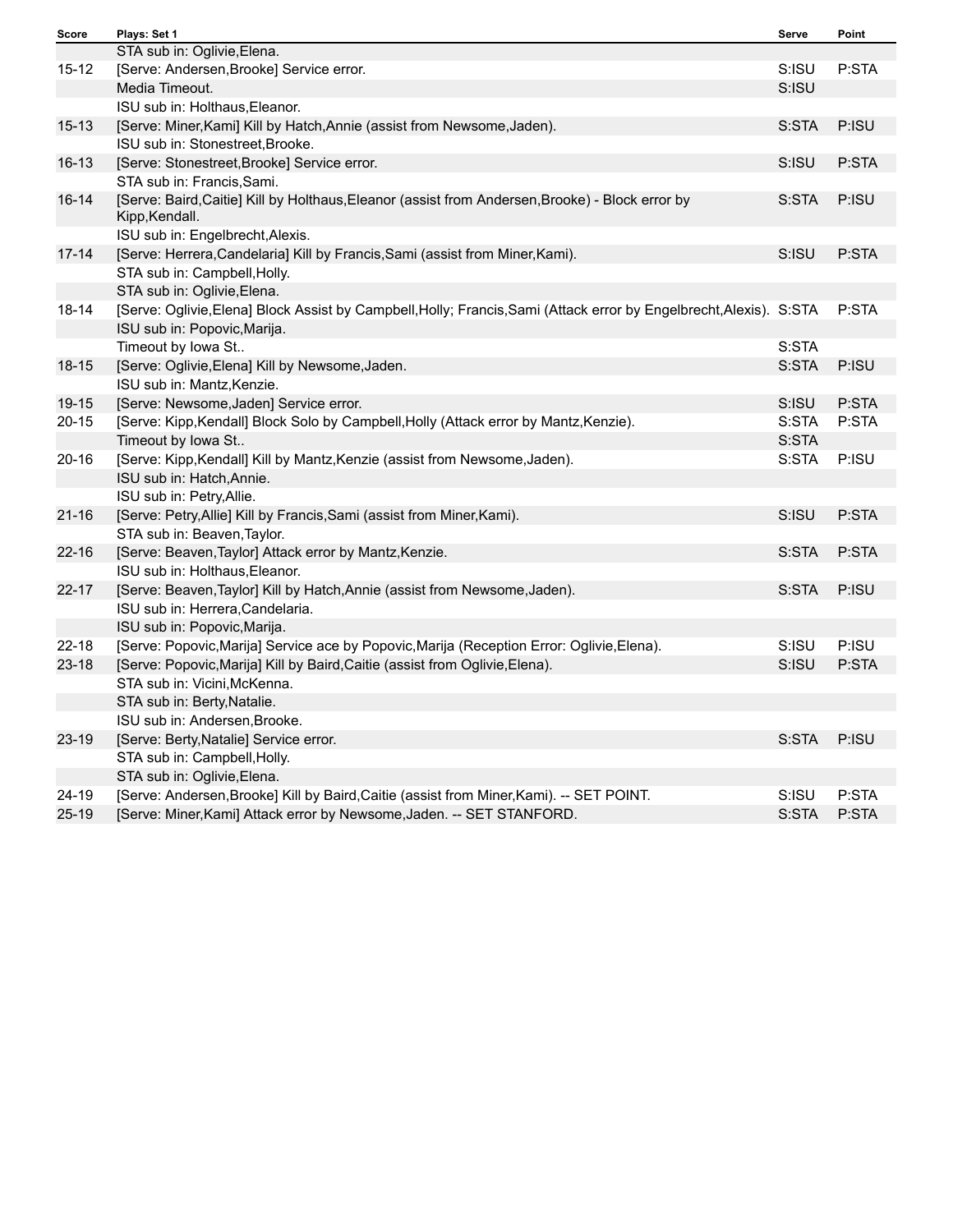| Score | Plays: Set 1 | Serve | Point |
|---|---|---|---|
| | STA sub in: Oglivie,Elena. | | |
| 15-12 | [Serve: Andersen,Brooke] Service error. | S:ISU | P:STA |
| | Media Timeout. | S:ISU | |
| | ISU sub in: Holthaus,Eleanor. | | |
| 15-13 | [Serve: Miner,Kami] Kill by Hatch,Annie (assist from Newsome,Jaden). | S:STA | P:ISU |
| | ISU sub in: Stonestreet,Brooke. | | |
| 16-13 | [Serve: Stonestreet,Brooke] Service error. | S:ISU | P:STA |
| | STA sub in: Francis,Sami. | | |
| 16-14 | [Serve: Baird,Caitie] Kill by Holthaus,Eleanor (assist from Andersen,Brooke) - Block error by Kipp,Kendall. | S:STA | P:ISU |
| | ISU sub in: Engelbrecht,Alexis. | | |
| 17-14 | [Serve: Herrera,Candelaria] Kill by Francis,Sami (assist from Miner,Kami). | S:ISU | P:STA |
| | STA sub in: Campbell,Holly. | | |
| | STA sub in: Oglivie,Elena. | | |
| 18-14 | [Serve: Oglivie,Elena] Block Assist by Campbell,Holly; Francis,Sami (Attack error by Engelbrecht,Alexis). | S:STA | P:STA |
| | ISU sub in: Popovic,Marija. | | |
| | Timeout by Iowa St.. | S:STA | |
| 18-15 | [Serve: Oglivie,Elena] Kill by Newsome,Jaden. | S:STA | P:ISU |
| | ISU sub in: Mantz,Kenzie. | | |
| 19-15 | [Serve: Newsome,Jaden] Service error. | S:ISU | P:STA |
| 20-15 | [Serve: Kipp,Kendall] Block Solo by Campbell,Holly (Attack error by Mantz,Kenzie). | S:STA | P:STA |
| | Timeout by Iowa St.. | S:STA | |
| 20-16 | [Serve: Kipp,Kendall] Kill by Mantz,Kenzie (assist from Newsome,Jaden). | S:STA | P:ISU |
| | ISU sub in: Hatch,Annie. | | |
| | ISU sub in: Petry,Allie. | | |
| 21-16 | [Serve: Petry,Allie] Kill by Francis,Sami (assist from Miner,Kami). | S:ISU | P:STA |
| | STA sub in: Beaven,Taylor. | | |
| 22-16 | [Serve: Beaven,Taylor] Attack error by Mantz,Kenzie. | S:STA | P:STA |
| | ISU sub in: Holthaus,Eleanor. | | |
| 22-17 | [Serve: Beaven,Taylor] Kill by Hatch,Annie (assist from Newsome,Jaden). | S:STA | P:ISU |
| | ISU sub in: Herrera,Candelaria. | | |
| | ISU sub in: Popovic,Marija. | | |
| 22-18 | [Serve: Popovic,Marija] Service ace by Popovic,Marija (Reception Error: Oglivie,Elena). | S:ISU | P:ISU |
| 23-18 | [Serve: Popovic,Marija] Kill by Baird,Caitie (assist from Oglivie,Elena). | S:ISU | P:STA |
| | STA sub in: Vicini,McKenna. | | |
| | STA sub in: Berty,Natalie. | | |
| | ISU sub in: Andersen,Brooke. | | |
| 23-19 | [Serve: Berty,Natalie] Service error. | S:STA | P:ISU |
| | STA sub in: Campbell,Holly. | | |
| | STA sub in: Oglivie,Elena. | | |
| 24-19 | [Serve: Andersen,Brooke] Kill by Baird,Caitie (assist from Miner,Kami). -- SET POINT. | S:ISU | P:STA |
| 25-19 | [Serve: Miner,Kami] Attack error by Newsome,Jaden. -- SET STANFORD. | S:STA | P:STA |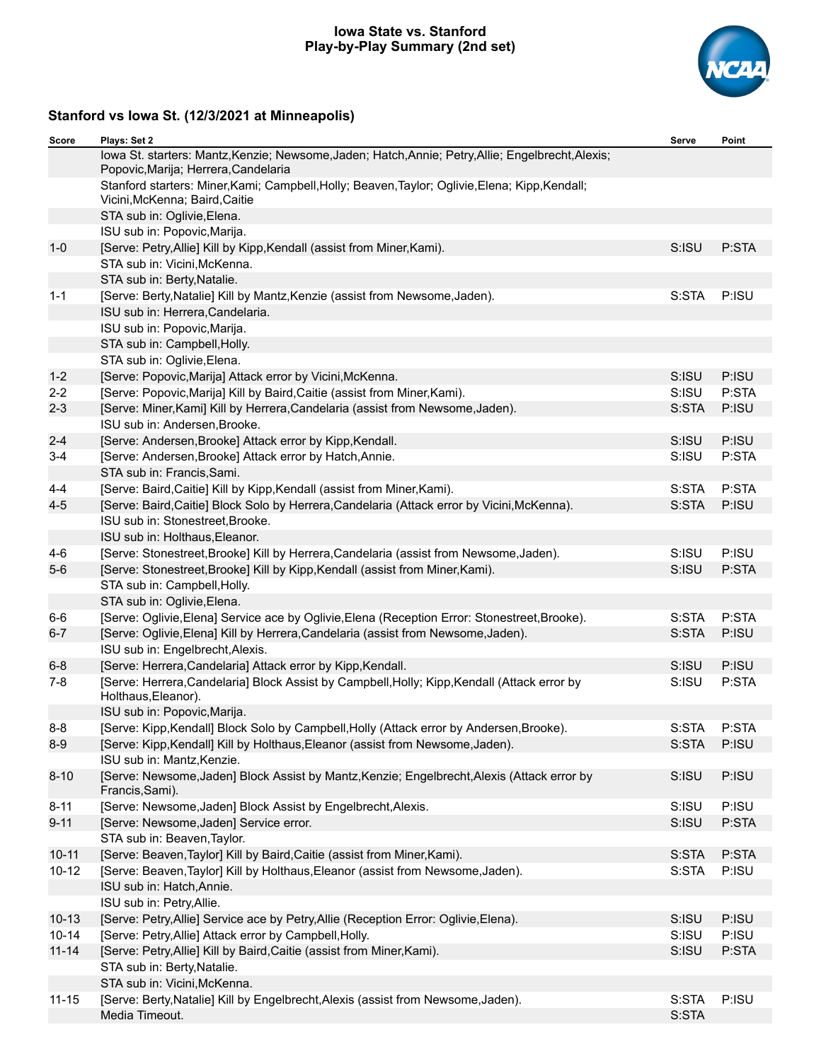# Iowa State vs. Stanford
## Play-by-Play Summary (2nd set)

### Stanford vs Iowa St. (12/3/2021 at Minneapolis)

| Score | Plays: Set 2 | Serve | Point |
|---|---|---|---|
| | Iowa St. starters: Mantz,Kenzie; Newsome,Jaden; Hatch,Annie; Petry,Allie; Engelbrecht,Alexis; Popovic,Marija; Herrera,Candelaria | | |
| | Stanford starters: Miner,Kami; Campbell,Holly; Beaven,Taylor; Oglivie,Elena; Kipp,Kendall; Vicini,McKenna; Baird,Caitie | | |
| | STA sub in: Oglivie,Elena. | | |
| | ISU sub in: Popovic,Marija. | | |
| 1-0 | [Serve: Petry,Allie] Kill by Kipp,Kendall (assist from Miner,Kami). | S:ISU | P:STA |
| | STA sub in: Vicini,McKenna. | | |
| | STA sub in: Berty,Natalie. | | |
| 1-1 | [Serve: Berty,Natalie] Kill by Mantz,Kenzie (assist from Newsome,Jaden). | S:STA | P:ISU |
| | ISU sub in: Herrera,Candelaria. | | |
| | ISU sub in: Popovic,Marija. | | |
| | STA sub in: Campbell,Holly. | | |
| | STA sub in: Oglivie,Elena. | | |
| 1-2 | [Serve: Popovic,Marija] Attack error by Vicini,McKenna. | S:ISU | P:ISU |
| 2-2 | [Serve: Popovic,Marija] Kill by Baird,Caitie (assist from Miner,Kami). | S:ISU | P:STA |
| 2-3 | [Serve: Miner,Kami] Kill by Herrera,Candelaria (assist from Newsome,Jaden). | S:STA | P:ISU |
| | ISU sub in: Andersen,Brooke. | | |
| 2-4 | [Serve: Andersen,Brooke] Attack error by Kipp,Kendall. | S:ISU | P:ISU |
| 3-4 | [Serve: Andersen,Brooke] Attack error by Hatch,Annie. | S:ISU | P:STA |
| | STA sub in: Francis,Sami. | | |
| 4-4 | [Serve: Baird,Caitie] Kill by Kipp,Kendall (assist from Miner,Kami). | S:STA | P:STA |
| 4-5 | [Serve: Baird,Caitie] Block Solo by Herrera,Candelaria (Attack error by Vicini,McKenna). | S:STA | P:ISU |
| | ISU sub in: Stonestreet,Brooke. | | |
| | ISU sub in: Holthaus,Eleanor. | | |
| 4-6 | [Serve: Stonestreet,Brooke] Kill by Herrera,Candelaria (assist from Newsome,Jaden). | S:ISU | P:ISU |
| 5-6 | [Serve: Stonestreet,Brooke] Kill by Kipp,Kendall (assist from Miner,Kami). | S:ISU | P:STA |
| | STA sub in: Campbell,Holly. | | |
| | STA sub in: Oglivie,Elena. | | |
| 6-6 | [Serve: Oglivie,Elena] Service ace by Oglivie,Elena (Reception Error: Stonestreet,Brooke). | S:STA | P:STA |
| 6-7 | [Serve: Oglivie,Elena] Kill by Herrera,Candelaria (assist from Newsome,Jaden). | S:STA | P:ISU |
| | ISU sub in: Engelbrecht,Alexis. | | |
| 6-8 | [Serve: Herrera,Candelaria] Attack error by Kipp,Kendall. | S:ISU | P:ISU |
| 7-8 | [Serve: Herrera,Candelaria] Block Assist by Campbell,Holly; Kipp,Kendall (Attack error by Holthaus,Eleanor). | S:ISU | P:STA |
| | ISU sub in: Popovic,Marija. | | |
| 8-8 | [Serve: Kipp,Kendall] Block Solo by Campbell,Holly (Attack error by Andersen,Brooke). | S:STA | P:STA |
| 8-9 | [Serve: Kipp,Kendall] Kill by Holthaus,Eleanor (assist from Newsome,Jaden). | S:STA | P:ISU |
| | ISU sub in: Mantz,Kenzie. | | |
| 8-10 | [Serve: Newsome,Jaden] Block Assist by Mantz,Kenzie; Engelbrecht,Alexis (Attack error by Francis,Sami). | S:ISU | P:ISU |
| 8-11 | [Serve: Newsome,Jaden] Block Assist by Engelbrecht,Alexis. | S:ISU | P:ISU |
| 9-11 | [Serve: Newsome,Jaden] Service error. | S:ISU | P:STA |
| | STA sub in: Beaven,Taylor. | | |
| 10-11 | [Serve: Beaven,Taylor] Kill by Baird,Caitie (assist from Miner,Kami). | S:STA | P:STA |
| 10-12 | [Serve: Beaven,Taylor] Kill by Holthaus,Eleanor (assist from Newsome,Jaden). | S:STA | P:ISU |
| | ISU sub in: Hatch,Annie. | | |
| | ISU sub in: Petry,Allie. | | |
| 10-13 | [Serve: Petry,Allie] Service ace by Petry,Allie (Reception Error: Oglivie,Elena). | S:ISU | P:ISU |
| 10-14 | [Serve: Petry,Allie] Attack error by Campbell,Holly. | S:ISU | P:ISU |
| 11-14 | [Serve: Petry,Allie] Kill by Baird,Caitie (assist from Miner,Kami). | S:ISU | P:STA |
| | STA sub in: Berty,Natalie. | | |
| | STA sub in: Vicini,McKenna. | | |
| 11-15 | [Serve: Berty,Natalie] Kill by Engelbrecht,Alexis (assist from Newsome,Jaden). | S:STA | P:ISU |
| | Media Timeout. | S:STA | |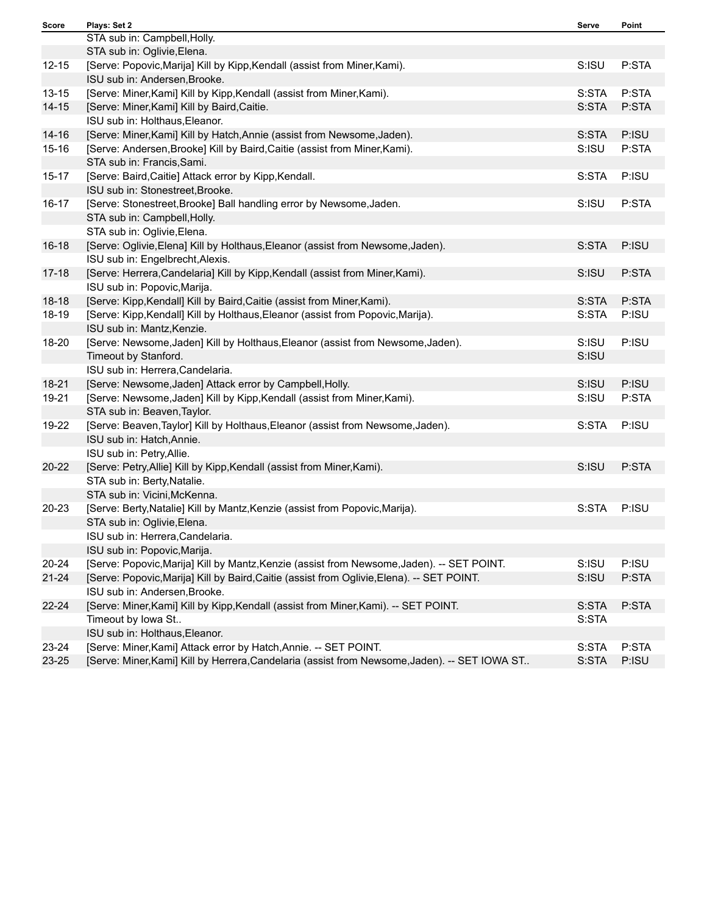| Score | Plays: Set 2 | Serve | Point |
|---|---|---|---|
| | STA sub in: Campbell,Holly. | | |
| | STA sub in: Oglivie,Elena. | | |
| 12-15 | [Serve: Popovic,Marija] Kill by Kipp,Kendall (assist from Miner,Kami). | S:ISU | P:STA |
| | ISU sub in: Andersen,Brooke. | | |
| 13-15 | [Serve: Miner,Kami] Kill by Kipp,Kendall (assist from Miner,Kami). | S:STA | P:STA |
| 14-15 | [Serve: Miner,Kami] Kill by Baird,Caitie. | S:STA | P:STA |
| | ISU sub in: Holthaus,Eleanor. | | |
| 14-16 | [Serve: Miner,Kami] Kill by Hatch,Annie (assist from Newsome,Jaden). | S:STA | P:ISU |
| 15-16 | [Serve: Andersen,Brooke] Kill by Baird,Caitie (assist from Miner,Kami). | S:ISU | P:STA |
| | STA sub in: Francis,Sami. | | |
| 15-17 | [Serve: Baird,Caitie] Attack error by Kipp,Kendall. | S:STA | P:ISU |
| | ISU sub in: Stonestreet,Brooke. | | |
| 16-17 | [Serve: Stonestreet,Brooke] Ball handling error by Newsome,Jaden. | S:ISU | P:STA |
| | STA sub in: Campbell,Holly. | | |
| | STA sub in: Oglivie,Elena. | | |
| 16-18 | [Serve: Oglivie,Elena] Kill by Holthaus,Eleanor (assist from Newsome,Jaden). | S:STA | P:ISU |
| | ISU sub in: Engelbrecht,Alexis. | | |
| 17-18 | [Serve: Herrera,Candelaria] Kill by Kipp,Kendall (assist from Miner,Kami). | S:ISU | P:STA |
| | ISU sub in: Popovic,Marija. | | |
| 18-18 | [Serve: Kipp,Kendall] Kill by Baird,Caitie (assist from Miner,Kami). | S:STA | P:STA |
| 18-19 | [Serve: Kipp,Kendall] Kill by Holthaus,Eleanor (assist from Popovic,Marija). | S:STA | P:ISU |
| | ISU sub in: Mantz,Kenzie. | | |
| 18-20 | [Serve: Newsome,Jaden] Kill by Holthaus,Eleanor (assist from Newsome,Jaden). | S:ISU | P:ISU |
| | Timeout by Stanford. | S:ISU | |
| | ISU sub in: Herrera,Candelaria. | | |
| 18-21 | [Serve: Newsome,Jaden] Attack error by Campbell,Holly. | S:ISU | P:ISU |
| 19-21 | [Serve: Newsome,Jaden] Kill by Kipp,Kendall (assist from Miner,Kami). | S:ISU | P:STA |
| | STA sub in: Beaven,Taylor. | | |
| 19-22 | [Serve: Beaven,Taylor] Kill by Holthaus,Eleanor (assist from Newsome,Jaden). | S:STA | P:ISU |
| | ISU sub in: Hatch,Annie. | | |
| | ISU sub in: Petry,Allie. | | |
| 20-22 | [Serve: Petry,Allie] Kill by Kipp,Kendall (assist from Miner,Kami). | S:ISU | P:STA |
| | STA sub in: Berty,Natalie. | | |
| | STA sub in: Vicini,McKenna. | | |
| 20-23 | [Serve: Berty,Natalie] Kill by Mantz,Kenzie (assist from Popovic,Marija). | S:STA | P:ISU |
| | STA sub in: Oglivie,Elena. | | |
| | ISU sub in: Herrera,Candelaria. | | |
| | ISU sub in: Popovic,Marija. | | |
| 20-24 | [Serve: Popovic,Marija] Kill by Mantz,Kenzie (assist from Newsome,Jaden). -- SET POINT. | S:ISU | P:ISU |
| 21-24 | [Serve: Popovic,Marija] Kill by Baird,Caitie (assist from Oglivie,Elena). -- SET POINT. | S:ISU | P:STA |
| | ISU sub in: Andersen,Brooke. | | |
| 22-24 | [Serve: Miner,Kami] Kill by Kipp,Kendall (assist from Miner,Kami). -- SET POINT. | S:STA | P:STA |
| | Timeout by Iowa St.. | S:STA | |
| | ISU sub in: Holthaus,Eleanor. | | |
| 23-24 | [Serve: Miner,Kami] Attack error by Hatch,Annie. -- SET POINT. | S:STA | P:STA |
| 23-25 | [Serve: Miner,Kami] Kill by Herrera,Candelaria (assist from Newsome,Jaden). -- SET IOWA ST.. | S:STA | P:ISU |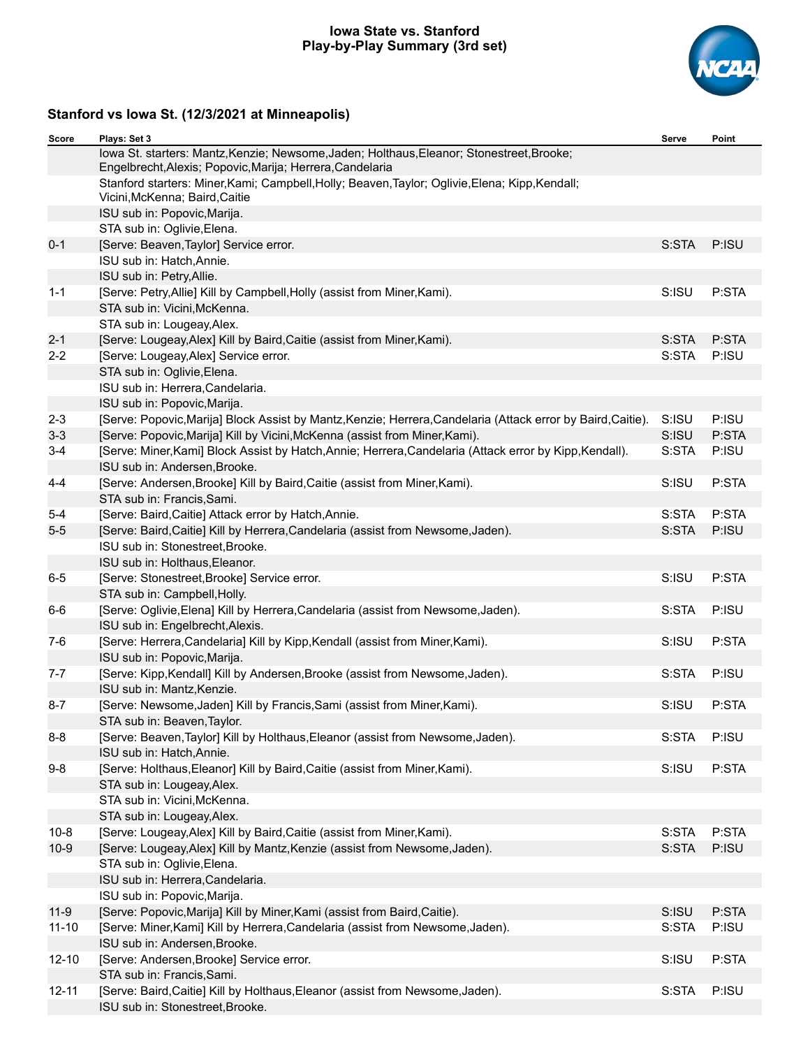# Iowa State vs. Stanford
## Play-by-Play Summary (3rd set)

### Stanford vs Iowa St. (12/3/2021 at Minneapolis)

| Score | Plays: Set 3 | Serve | Point |
|---|---|---|---|
| | Iowa St. starters: Mantz,Kenzie; Newsome,Jaden; Holthaus,Eleanor; Stonestreet,Brooke; Engelbrecht,Alexis; Popovic,Marija; Herrera,Candelaria | | |
| | Stanford starters: Miner,Kami; Campbell,Holly; Beaven,Taylor; Oglivie,Elena; Kipp,Kendall; Vicini,McKenna; Baird,Caitie | | |
| | ISU sub in: Popovic,Marija. | | |
| | STA sub in: Oglivie,Elena. | | |
| 0-1 | [Serve: Beaven,Taylor] Service error. | S:STA | P:ISU |
| | ISU sub in: Hatch,Annie. | | |
| | ISU sub in: Petry,Allie. | | |
| 1-1 | [Serve: Petry,Allie] Kill by Campbell,Holly (assist from Miner,Kami). | S:ISU | P:STA |
| | STA sub in: Vicini,McKenna. | | |
| | STA sub in: Lougeay,Alex. | | |
| 2-1 | [Serve: Lougeay,Alex] Kill by Baird,Caitie (assist from Miner,Kami). | S:STA | P:STA |
| 2-2 | [Serve: Lougeay,Alex] Service error. | S:STA | P:ISU |
| | STA sub in: Oglivie,Elena. | | |
| | ISU sub in: Herrera,Candelaria. | | |
| | ISU sub in: Popovic,Marija. | | |
| 2-3 | [Serve: Popovic,Marija] Block Assist by Mantz,Kenzie; Herrera,Candelaria (Attack error by Baird,Caitie). | S:ISU | P:ISU |
| 3-3 | [Serve: Popovic,Marija] Kill by Vicini,McKenna (assist from Miner,Kami). | S:ISU | P:STA |
| 3-4 | [Serve: Miner,Kami] Block Assist by Hatch,Annie; Herrera,Candelaria (Attack error by Kipp,Kendall). | S:STA | P:ISU |
| | ISU sub in: Andersen,Brooke. | | |
| 4-4 | [Serve: Andersen,Brooke] Kill by Baird,Caitie (assist from Miner,Kami). | S:ISU | P:STA |
| | STA sub in: Francis,Sami. | | |
| 5-4 | [Serve: Baird,Caitie] Attack error by Hatch,Annie. | S:STA | P:STA |
| 5-5 | [Serve: Baird,Caitie] Kill by Herrera,Candelaria (assist from Newsome,Jaden). | S:STA | P:ISU |
| | ISU sub in: Stonestreet,Brooke. | | |
| | ISU sub in: Holthaus,Eleanor. | | |
| 6-5 | [Serve: Stonestreet,Brooke] Service error. | S:ISU | P:STA |
| | STA sub in: Campbell,Holly. | | |
| 6-6 | [Serve: Oglivie,Elena] Kill by Herrera,Candelaria (assist from Newsome,Jaden). | S:STA | P:ISU |
| | ISU sub in: Engelbrecht,Alexis. | | |
| 7-6 | [Serve: Herrera,Candelaria] Kill by Kipp,Kendall (assist from Miner,Kami). | S:ISU | P:STA |
| | ISU sub in: Popovic,Marija. | | |
| 7-7 | [Serve: Kipp,Kendall] Kill by Andersen,Brooke (assist from Newsome,Jaden). | S:STA | P:ISU |
| | ISU sub in: Mantz,Kenzie. | | |
| 8-7 | [Serve: Newsome,Jaden] Kill by Francis,Sami (assist from Miner,Kami). | S:ISU | P:STA |
| | STA sub in: Beaven,Taylor. | | |
| 8-8 | [Serve: Beaven,Taylor] Kill by Holthaus,Eleanor (assist from Newsome,Jaden). | S:STA | P:ISU |
| | ISU sub in: Hatch,Annie. | | |
| 9-8 | [Serve: Holthaus,Eleanor] Kill by Baird,Caitie (assist from Miner,Kami). | S:ISU | P:STA |
| | STA sub in: Lougeay,Alex. | | |
| | STA sub in: Vicini,McKenna. | | |
| | STA sub in: Lougeay,Alex. | | |
| 10-8 | [Serve: Lougeay,Alex] Kill by Baird,Caitie (assist from Miner,Kami). | S:STA | P:STA |
| 10-9 | [Serve: Lougeay,Alex] Kill by Mantz,Kenzie (assist from Newsome,Jaden). | S:STA | P:ISU |
| | STA sub in: Oglivie,Elena. | | |
| | ISU sub in: Herrera,Candelaria. | | |
| | ISU sub in: Popovic,Marija. | | |
| 11-9 | [Serve: Popovic,Marija] Kill by Miner,Kami (assist from Baird,Caitie). | S:ISU | P:STA |
| 11-10 | [Serve: Miner,Kami] Kill by Herrera,Candelaria (assist from Newsome,Jaden). | S:STA | P:ISU |
| | ISU sub in: Andersen,Brooke. | | |
| 12-10 | [Serve: Andersen,Brooke] Service error. | S:ISU | P:STA |
| | STA sub in: Francis,Sami. | | |
| 12-11 | [Serve: Baird,Caitie] Kill by Holthaus,Eleanor (assist from Newsome,Jaden). | S:STA | P:ISU |
| | ISU sub in: Stonestreet,Brooke. | | |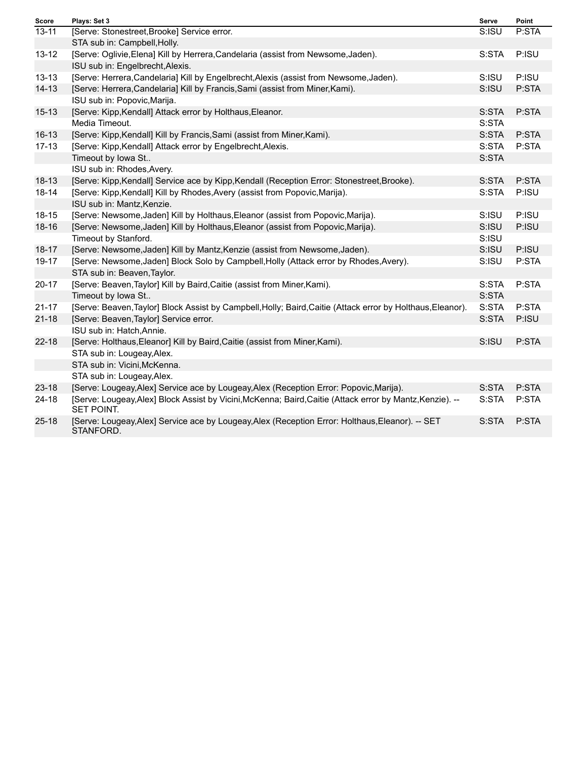| Score | Plays: Set 3 | Serve | Point |
| --- | --- | --- | --- |
| 13-11 | [Serve: Stonestreet,Brooke] Service error. | S:ISU | P:STA |
| | STA sub in: Campbell,Holly. | | |
| 13-12 | [Serve: Oglivie,Elena] Kill by Herrera,Candelaria (assist from Newsome,Jaden). | S:STA | P:ISU |
| | ISU sub in: Engelbrecht,Alexis. | | |
| 13-13 | [Serve: Herrera,Candelaria] Kill by Engelbrecht,Alexis (assist from Newsome,Jaden). | S:ISU | P:ISU |
| 14-13 | [Serve: Herrera,Candelaria] Kill by Francis,Sami (assist from Miner,Kami). | S:ISU | P:STA |
| | ISU sub in: Popovic,Marija. | | |
| 15-13 | [Serve: Kipp,Kendall] Attack error by Holthaus,Eleanor. | S:STA | P:STA |
| | Media Timeout. | S:STA | |
| 16-13 | [Serve: Kipp,Kendall] Kill by Francis,Sami (assist from Miner,Kami). | S:STA | P:STA |
| 17-13 | [Serve: Kipp,Kendall] Attack error by Engelbrecht,Alexis. | S:STA | P:STA |
| | Timeout by Iowa St.. | S:STA | |
| | ISU sub in: Rhodes,Avery. | | |
| 18-13 | [Serve: Kipp,Kendall] Service ace by Kipp,Kendall (Reception Error: Stonestreet,Brooke). | S:STA | P:STA |
| 18-14 | [Serve: Kipp,Kendall] Kill by Rhodes,Avery (assist from Popovic,Marija). | S:STA | P:ISU |
| | ISU sub in: Mantz,Kenzie. | | |
| 18-15 | [Serve: Newsome,Jaden] Kill by Holthaus,Eleanor (assist from Popovic,Marija). | S:ISU | P:ISU |
| 18-16 | [Serve: Newsome,Jaden] Kill by Holthaus,Eleanor (assist from Popovic,Marija). | S:ISU | P:ISU |
| | Timeout by Stanford. | S:ISU | |
| 18-17 | [Serve: Newsome,Jaden] Kill by Mantz,Kenzie (assist from Newsome,Jaden). | S:ISU | P:ISU |
| 19-17 | [Serve: Newsome,Jaden] Block Solo by Campbell,Holly (Attack error by Rhodes,Avery). | S:ISU | P:STA |
| | STA sub in: Beaven,Taylor. | | |
| 20-17 | [Serve: Beaven,Taylor] Kill by Baird,Caitie (assist from Miner,Kami). | S:STA | P:STA |
| | Timeout by Iowa St.. | S:STA | |
| 21-17 | [Serve: Beaven,Taylor] Block Assist by Campbell,Holly; Baird,Caitie (Attack error by Holthaus,Eleanor). | S:STA | P:STA |
| 21-18 | [Serve: Beaven,Taylor] Service error. | S:STA | P:ISU |
| | ISU sub in: Hatch,Annie. | | |
| 22-18 | [Serve: Holthaus,Eleanor] Kill by Baird,Caitie (assist from Miner,Kami). | S:ISU | P:STA |
| | STA sub in: Lougeay,Alex. | | |
| | STA sub in: Vicini,McKenna. | | |
| | STA sub in: Lougeay,Alex. | | |
| 23-18 | [Serve: Lougeay,Alex] Service ace by Lougeay,Alex (Reception Error: Popovic,Marija). | S:STA | P:STA |
| 24-18 | [Serve: Lougeay,Alex] Block Assist by Vicini,McKenna; Baird,Caitie (Attack error by Mantz,Kenzie). -- SET POINT. | S:STA | P:STA |
| 25-18 | [Serve: Lougeay,Alex] Service ace by Lougeay,Alex (Reception Error: Holthaus,Eleanor). -- SET STANFORD. | S:STA | P:STA |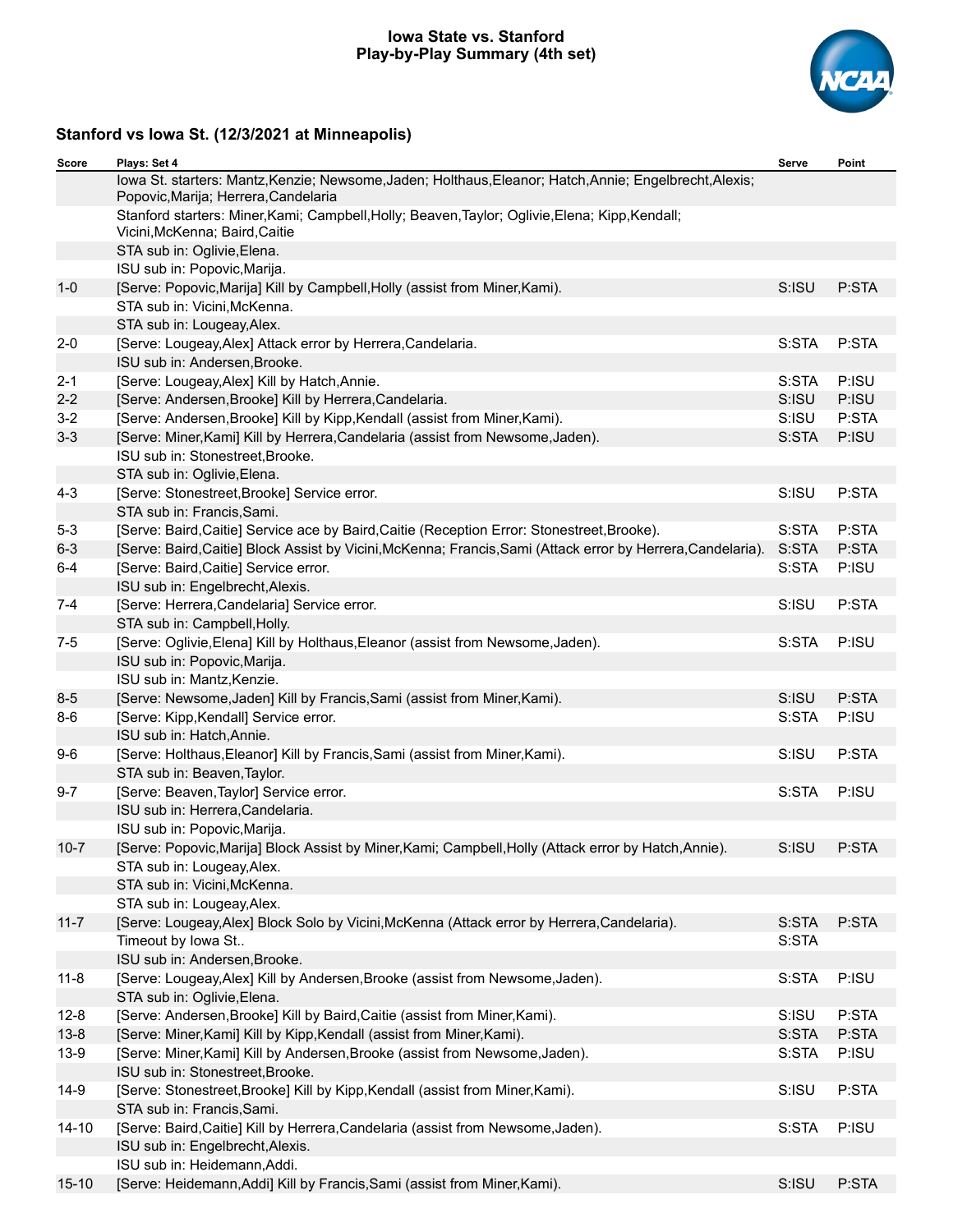# Iowa State vs. Stanford
## Play-by-Play Summary (4th set)

### Stanford vs Iowa St. (12/3/2021 at Minneapolis)

| Score | Plays: Set 4 | Serve | Point |
|---|---|---|---|
| | Iowa St. starters: Mantz,Kenzie; Newsome,Jaden; Holthaus,Eleanor; Hatch,Annie; Engelbrecht,Alexis; Popovic,Marija; Herrera,Candelaria | | |
| | Stanford starters: Miner,Kami; Campbell,Holly; Beaven,Taylor; Oglivie,Elena; Kipp,Kendall; Vicini,McKenna; Baird,Caitie | | |
| | STA sub in: Oglivie,Elena. | | |
| | ISU sub in: Popovic,Marija. | | |
| 1-0 | [Serve: Popovic,Marija] Kill by Campbell,Holly (assist from Miner,Kami). | S:ISU | P:STA |
| | STA sub in: Vicini,McKenna. | | |
| | STA sub in: Lougeay,Alex. | | |
| 2-0 | [Serve: Lougeay,Alex] Attack error by Herrera,Candelaria. | S:STA | P:STA |
| | ISU sub in: Andersen,Brooke. | | |
| 2-1 | [Serve: Lougeay,Alex] Kill by Hatch,Annie. | S:STA | P:ISU |
| 2-2 | [Serve: Andersen,Brooke] Kill by Herrera,Candelaria. | S:ISU | P:ISU |
| 3-2 | [Serve: Andersen,Brooke] Kill by Kipp,Kendall (assist from Miner,Kami). | S:ISU | P:STA |
| 3-3 | [Serve: Miner,Kami] Kill by Herrera,Candelaria (assist from Newsome,Jaden). | S:STA | P:ISU |
| | ISU sub in: Stonestreet,Brooke. | | |
| | STA sub in: Oglivie,Elena. | | |
| 4-3 | [Serve: Stonestreet,Brooke] Service error. | S:ISU | P:STA |
| | STA sub in: Francis,Sami. | | |
| 5-3 | [Serve: Baird,Caitie] Service ace by Baird,Caitie (Reception Error: Stonestreet,Brooke). | S:STA | P:STA |
| 6-3 | [Serve: Baird,Caitie] Block Assist by Vicini,McKenna; Francis,Sami (Attack error by Herrera,Candelaria). | S:STA | P:STA |
| 6-4 | [Serve: Baird,Caitie] Service error. | S:STA | P:ISU |
| | ISU sub in: Engelbrecht,Alexis. | | |
| 7-4 | [Serve: Herrera,Candelaria] Service error. | S:ISU | P:STA |
| | STA sub in: Campbell,Holly. | | |
| 7-5 | [Serve: Oglivie,Elena] Kill by Holthaus,Eleanor (assist from Newsome,Jaden). | S:STA | P:ISU |
| | ISU sub in: Popovic,Marija. | | |
| | ISU sub in: Mantz,Kenzie. | | |
| 8-5 | [Serve: Newsome,Jaden] Kill by Francis,Sami (assist from Miner,Kami). | S:ISU | P:STA |
| 8-6 | [Serve: Kipp,Kendall] Service error. | S:STA | P:ISU |
| | ISU sub in: Hatch,Annie. | | |
| 9-6 | [Serve: Holthaus,Eleanor] Kill by Francis,Sami (assist from Miner,Kami). | S:ISU | P:STA |
| | STA sub in: Beaven,Taylor. | | |
| 9-7 | [Serve: Beaven,Taylor] Service error. | S:STA | P:ISU |
| | ISU sub in: Herrera,Candelaria. | | |
| | ISU sub in: Popovic,Marija. | | |
| 10-7 | [Serve: Popovic,Marija] Block Assist by Miner,Kami; Campbell,Holly (Attack error by Hatch,Annie). | S:ISU | P:STA |
| | STA sub in: Lougeay,Alex. | | |
| | STA sub in: Vicini,McKenna. | | |
| | STA sub in: Lougeay,Alex. | | |
| 11-7 | [Serve: Lougeay,Alex] Block Solo by Vicini,McKenna (Attack error by Herrera,Candelaria). | S:STA | P:STA |
| | Timeout by Iowa St.. | S:STA | |
| | ISU sub in: Andersen,Brooke. | | |
| 11-8 | [Serve: Lougeay,Alex] Kill by Andersen,Brooke (assist from Newsome,Jaden). | S:STA | P:ISU |
| | STA sub in: Oglivie,Elena. | | |
| 12-8 | [Serve: Andersen,Brooke] Kill by Baird,Caitie (assist from Miner,Kami). | S:ISU | P:STA |
| 13-8 | [Serve: Miner,Kami] Kill by Kipp,Kendall (assist from Miner,Kami). | S:STA | P:STA |
| 13-9 | [Serve: Miner,Kami] Kill by Andersen,Brooke (assist from Newsome,Jaden). | S:STA | P:ISU |
| | ISU sub in: Stonestreet,Brooke. | | |
| 14-9 | [Serve: Stonestreet,Brooke] Kill by Kipp,Kendall (assist from Miner,Kami). | S:ISU | P:STA |
| | STA sub in: Francis,Sami. | | |
| 14-10 | [Serve: Baird,Caitie] Kill by Herrera,Candelaria (assist from Newsome,Jaden). | S:STA | P:ISU |
| | ISU sub in: Engelbrecht,Alexis. | | |
| | ISU sub in: Heidemann,Addi. | | |
| 15-10 | [Serve: Heidemann,Addi] Kill by Francis,Sami (assist from Miner,Kami). | S:ISU | P:STA |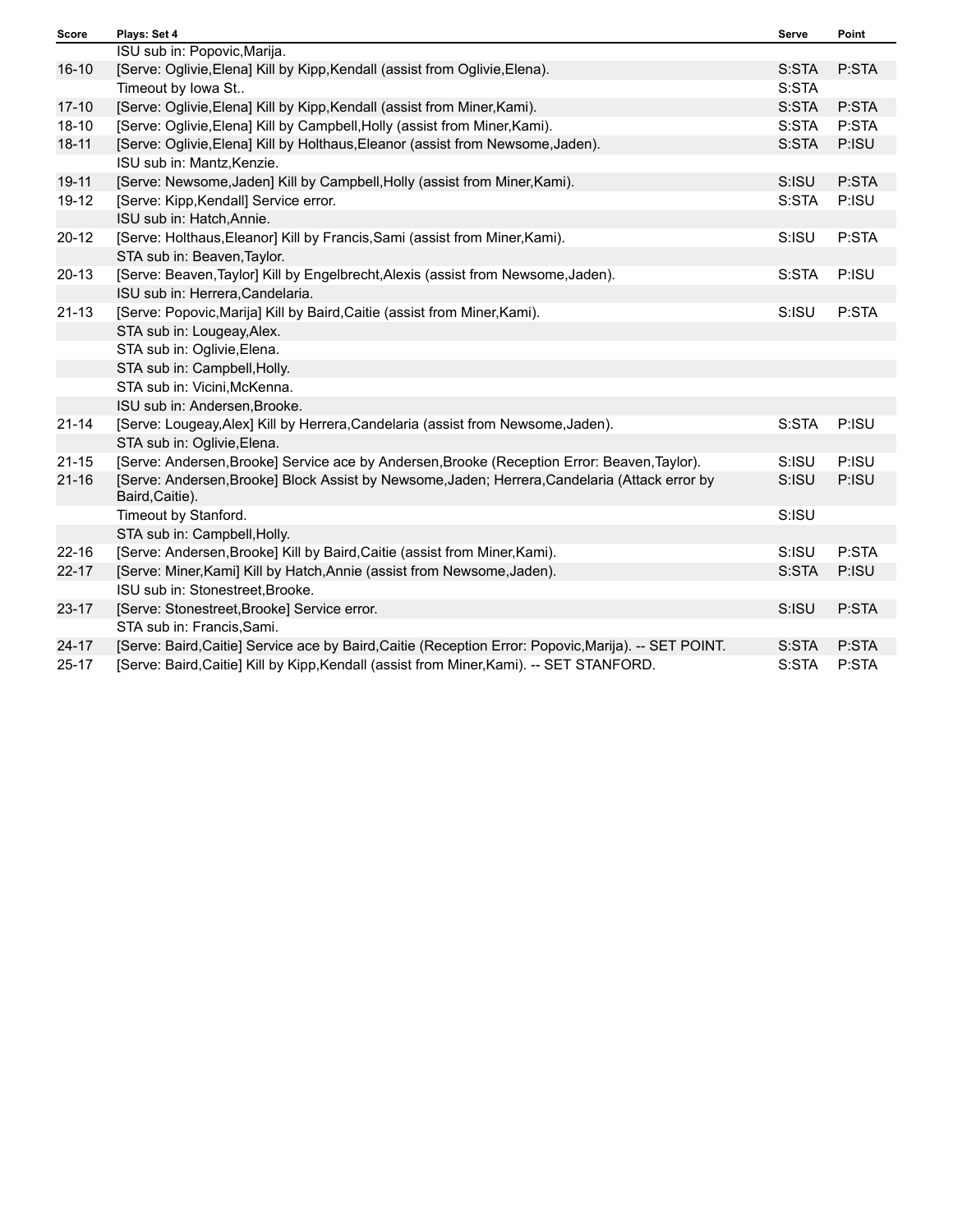| Score | Plays: Set 4 | Serve | Point |
|---|---|---|---|
| | ISU sub in: Popovic,Marija. | | |
| 16-10 | [Serve: Oglivie,Elena] Kill by Kipp,Kendall (assist from Oglivie,Elena). | S:STA | P:STA |
| | Timeout by Iowa St.. | S:STA | |
| 17-10 | [Serve: Oglivie,Elena] Kill by Kipp,Kendall (assist from Miner,Kami). | S:STA | P:STA |
| 18-10 | [Serve: Oglivie,Elena] Kill by Campbell,Holly (assist from Miner,Kami). | S:STA | P:STA |
| 18-11 | [Serve: Oglivie,Elena] Kill by Holthaus,Eleanor (assist from Newsome,Jaden). | S:STA | P:ISU |
| | ISU sub in: Mantz,Kenzie. | | |
| 19-11 | [Serve: Newsome,Jaden] Kill by Campbell,Holly (assist from Miner,Kami). | S:ISU | P:STA |
| 19-12 | [Serve: Kipp,Kendall] Service error. | S:STA | P:ISU |
| | ISU sub in: Hatch,Annie. | | |
| 20-12 | [Serve: Holthaus,Eleanor] Kill by Francis,Sami (assist from Miner,Kami). | S:ISU | P:STA |
| | STA sub in: Beaven,Taylor. | | |
| 20-13 | [Serve: Beaven,Taylor] Kill by Engelbrecht,Alexis (assist from Newsome,Jaden). | S:STA | P:ISU |
| | ISU sub in: Herrera,Candelaria. | | |
| 21-13 | [Serve: Popovic,Marija] Kill by Baird,Caitie (assist from Miner,Kami). | S:ISU | P:STA |
| | STA sub in: Lougeay,Alex. | | |
| | STA sub in: Oglivie,Elena. | | |
| | STA sub in: Campbell,Holly. | | |
| | STA sub in: Vicini,McKenna. | | |
| | ISU sub in: Andersen,Brooke. | | |
| 21-14 | [Serve: Lougeay,Alex] Kill by Herrera,Candelaria (assist from Newsome,Jaden). | S:STA | P:ISU |
| | STA sub in: Oglivie,Elena. | | |
| 21-15 | [Serve: Andersen,Brooke] Service ace by Andersen,Brooke (Reception Error: Beaven,Taylor). | S:ISU | P:ISU |
| 21-16 | [Serve: Andersen,Brooke] Block Assist by Newsome,Jaden; Herrera,Candelaria (Attack error by Baird,Caitie). | S:ISU | P:ISU |
| | Timeout by Stanford. | S:ISU | |
| | STA sub in: Campbell,Holly. | | |
| 22-16 | [Serve: Andersen,Brooke] Kill by Baird,Caitie (assist from Miner,Kami). | S:ISU | P:STA |
| 22-17 | [Serve: Miner,Kami] Kill by Hatch,Annie (assist from Newsome,Jaden). | S:STA | P:ISU |
| | ISU sub in: Stonestreet,Brooke. | | |
| 23-17 | [Serve: Stonestreet,Brooke] Service error. | S:ISU | P:STA |
| | STA sub in: Francis,Sami. | | |
| 24-17 | [Serve: Baird,Caitie] Service ace by Baird,Caitie (Reception Error: Popovic,Marija). -- SET POINT. | S:STA | P:STA |
| 25-17 | [Serve: Baird,Caitie] Kill by Kipp,Kendall (assist from Miner,Kami). -- SET STANFORD. | S:STA | P:STA |